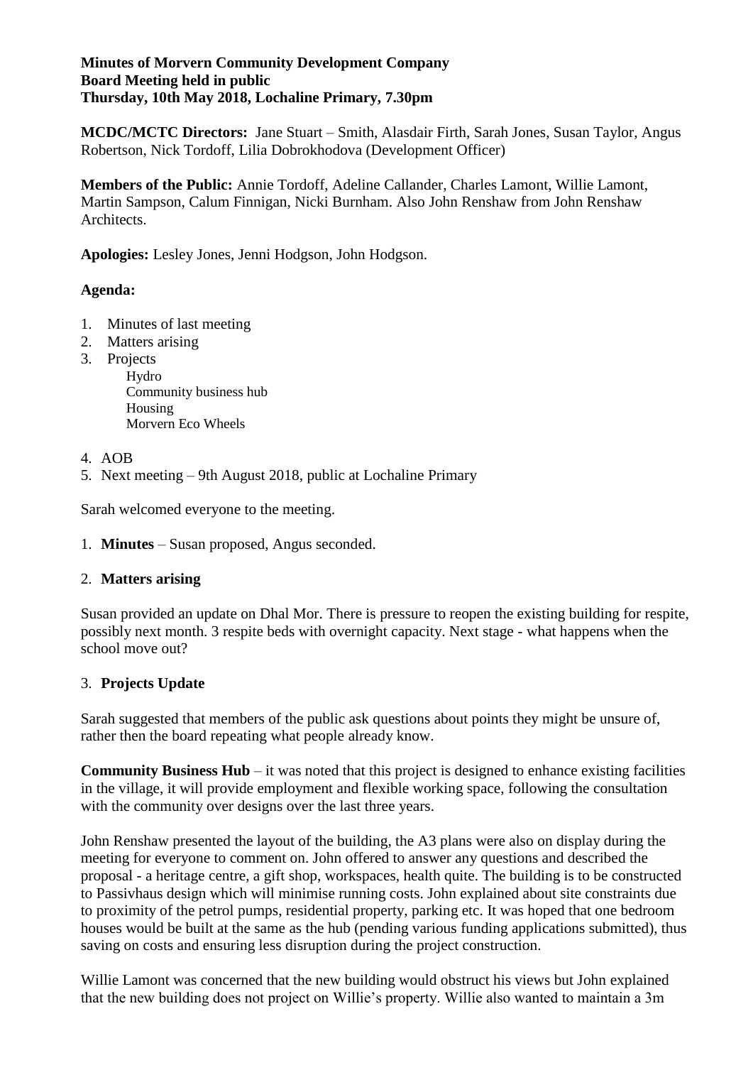**Minutes of Morvern Community Development Company**
**Board Meeting held in public**
**Thursday, 10th May 2018, Lochaline Primary, 7.30pm**

**MCDC/MCTC Directors:** Jane Stuart – Smith, Alasdair Firth, Sarah Jones, Susan Taylor, Angus Robertson, Nick Tordoff, Lilia Dobrokhodova (Development Officer)

**Members of the Public:** Annie Tordoff, Adeline Callander, Charles Lamont, Willie Lamont, Martin Sampson, Calum Finnigan, Nicki Burnham. Also John Renshaw from John Renshaw Architects.

**Apologies:** Lesley Jones, Jenni Hodgson, John Hodgson.

**Agenda:**

1. Minutes of last meeting
2. Matters arising
3. Projects
   - Hydro
   - Community business hub
   - Housing
   - Morvern Eco Wheels
4. AOB
5. Next meeting – 9th August 2018, public at Lochaline Primary

Sarah welcomed everyone to the meeting.

1. **Minutes** – Susan proposed, Angus seconded.

2. **Matters arising**

Susan provided an update on Dhal Mor. There is pressure to reopen the existing building for respite, possibly next month. 3 respite beds with overnight capacity. Next stage - what happens when the school move out?

3. **Projects Update**

Sarah suggested that members of the public ask questions about points they might be unsure of, rather then the board repeating what people already know.

**Community Business Hub** – it was noted that this project is designed to enhance existing facilities in the village, it will provide employment and flexible working space, following the consultation with the community over designs over the last three years.

John Renshaw presented the layout of the building, the A3 plans were also on display during the meeting for everyone to comment on. John offered to answer any questions and described the proposal - a heritage centre, a gift shop, workspaces, health quite. The building is to be constructed to Passivhaus design which will minimise running costs. John explained about site constraints due to proximity of the petrol pumps, residential property, parking etc. It was hoped that one bedroom houses would be built at the same as the hub (pending various funding applications submitted), thus saving on costs and ensuring less disruption during the project construction.

Willie Lamont was concerned that the new building would obstruct his views but John explained that the new building does not project on Willie's property. Willie also wanted to maintain a 3m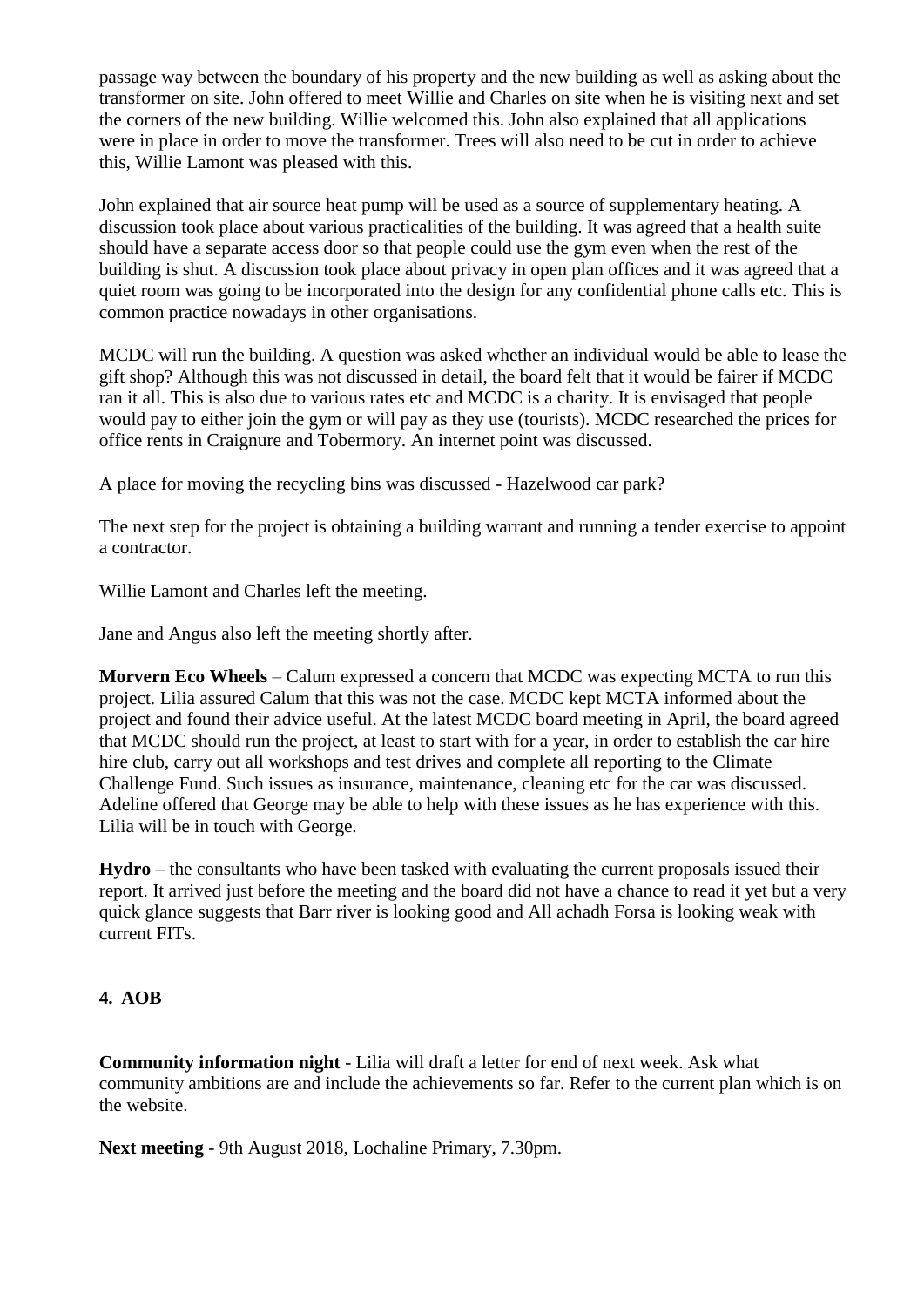passage way between the boundary of his property and the new building as well as asking about the transformer on site. John offered to meet Willie and Charles on site when he is visiting next and set the corners of the new building. Willie welcomed this. John also explained that all applications were in place in order to move the transformer. Trees will also need to be cut in order to achieve this, Willie Lamont was pleased with this.

John explained that air source heat pump will be used as a source of supplementary heating. A discussion took place about various practicalities of the building. It was agreed that a health suite should have a separate access door so that people could use the gym even when the rest of the building is shut. A discussion took place about privacy in open plan offices and it was agreed that a quiet room was going to be incorporated into the design for any confidential phone calls etc. This is common practice nowadays in other organisations.

MCDC will run the building. A question was asked whether an individual would be able to lease the gift shop? Although this was not discussed in detail, the board felt that it would be fairer if MCDC ran it all. This is also due to various rates etc and MCDC is a charity. It is envisaged that people would pay to either join the gym or will pay as they use (tourists). MCDC researched the prices for office rents in Craignure and Tobermory. An internet point was discussed.

A place for moving the recycling bins was discussed - Hazelwood car park?

The next step for the project is obtaining a building warrant and running a tender exercise to appoint a contractor.

Willie Lamont and Charles left the meeting.

Jane and Angus also left the meeting shortly after.

**Morvern Eco Wheels** – Calum expressed a concern that MCDC was expecting MCTA to run this project. Lilia assured Calum that this was not the case. MCDC kept MCTA informed about the project and found their advice useful. At the latest MCDC board meeting in April, the board agreed that MCDC should run the project, at least to start with for a year, in order to establish the car hire hire club, carry out all workshops and test drives and complete all reporting to the Climate Challenge Fund. Such issues as insurance, maintenance, cleaning etc for the car was discussed. Adeline offered that George may be able to help with these issues as he has experience with this. Lilia will be in touch with George.

**Hydro** – the consultants who have been tasked with evaluating the current proposals issued their report. It arrived just before the meeting and the board did not have a chance to read it yet but a very quick glance suggests that Barr river is looking good and All achadh Forsa is looking weak with current FITs.

## 4. AOB

**Community information night** - Lilia will draft a letter for end of next week. Ask what community ambitions are and include the achievements so far. Refer to the current plan which is on the website.

**Next meeting** - 9th August 2018, Lochaline Primary, 7.30pm.